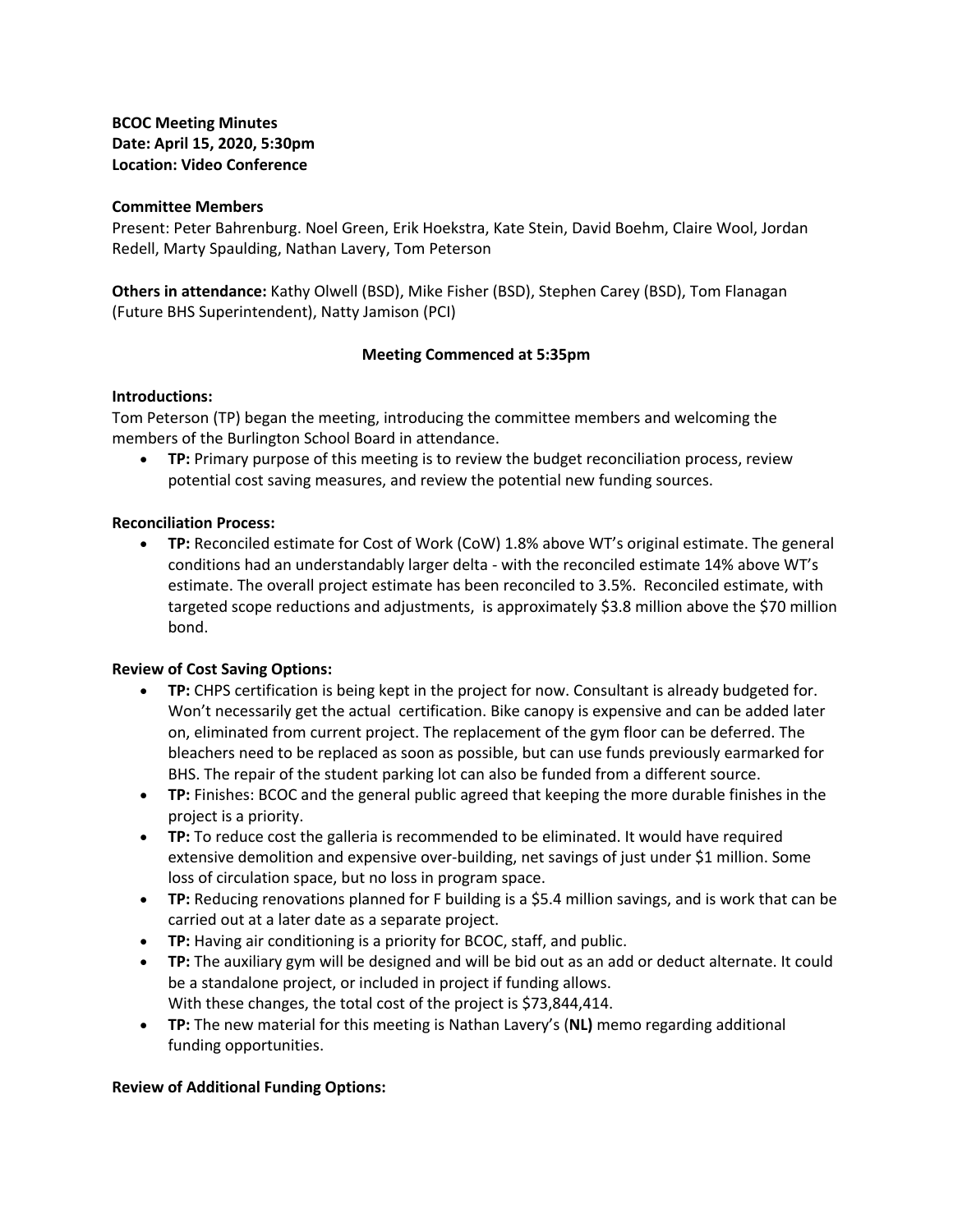**BCOC Meeting Minutes**
**Date: April 15, 2020, 5:30pm**
**Location: Video Conference**

**Committee Members**

Present: Peter Bahrenburg. Noel Green, Erik Hoekstra, Kate Stein, David Boehm, Claire Wool, Jordan Redell, Marty Spaulding, Nathan Lavery, Tom Peterson

**Others in attendance:** Kathy Olwell (BSD), Mike Fisher (BSD), Stephen Carey (BSD), Tom Flanagan (Future BHS Superintendent), Natty Jamison (PCI)

**Meeting Commenced at 5:35pm**

**Introductions:**

Tom Peterson (TP) began the meeting, introducing the committee members and welcoming the members of the Burlington School Board in attendance.

- **TP:** Primary purpose of this meeting is to review the budget reconciliation process, review potential cost saving measures, and review the potential new funding sources.

**Reconciliation Process:**

- **TP:** Reconciled estimate for Cost of Work (CoW) 1.8% above WT's original estimate. The general conditions had an understandably larger delta - with the reconciled estimate 14% above WT's estimate. The overall project estimate has been reconciled to 3.5%. Reconciled estimate, with targeted scope reductions and adjustments, is approximately $3.8 million above the $70 million bond.

**Review of Cost Saving Options:**

- **TP:** CHPS certification is being kept in the project for now. Consultant is already budgeted for. Won't necessarily get the actual certification. Bike canopy is expensive and can be added later on, eliminated from current project. The replacement of the gym floor can be deferred. The bleachers need to be replaced as soon as possible, but can use funds previously earmarked for BHS. The repair of the student parking lot can also be funded from a different source.
- **TP:** Finishes: BCOC and the general public agreed that keeping the more durable finishes in the project is a priority.
- **TP:** To reduce cost the galleria is recommended to be eliminated. It would have required extensive demolition and expensive over-building, net savings of just under $1 million. Some loss of circulation space, but no loss in program space.
- **TP:** Reducing renovations planned for F building is a $5.4 million savings, and is work that can be carried out at a later date as a separate project.
- **TP:** Having air conditioning is a priority for BCOC, staff, and public.
- **TP:** The auxiliary gym will be designed and will be bid out as an add or deduct alternate. It could be a standalone project, or included in project if funding allows.
  With these changes, the total cost of the project is $73,844,414.
- **TP:** The new material for this meeting is Nathan Lavery's (**NL**) memo regarding additional funding opportunities.

**Review of Additional Funding Options:**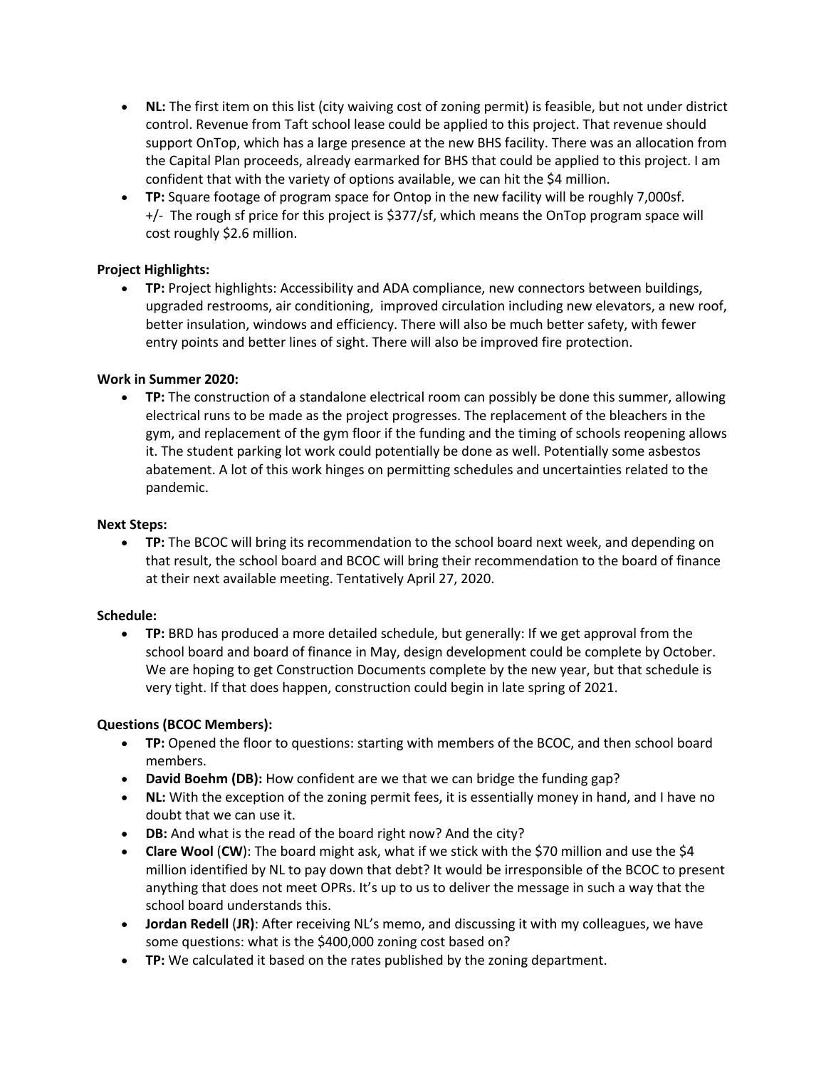- **NL:** The first item on this list (city waiving cost of zoning permit) is feasible, but not under district control. Revenue from Taft school lease could be applied to this project. That revenue should support OnTop, which has a large presence at the new BHS facility. There was an allocation from the Capital Plan proceeds, already earmarked for BHS that could be applied to this project. I am confident that with the variety of options available, we can hit the $4 million.
- **TP:** Square footage of program space for Ontop in the new facility will be roughly 7,000sf. +/- The rough sf price for this project is $377/sf, which means the OnTop program space will cost roughly $2.6 million.

**Project Highlights:**

- **TP:** Project highlights: Accessibility and ADA compliance, new connectors between buildings, upgraded restrooms, air conditioning, improved circulation including new elevators, a new roof, better insulation, windows and efficiency. There will also be much better safety, with fewer entry points and better lines of sight. There will also be improved fire protection.

**Work in Summer 2020:**

- **TP:** The construction of a standalone electrical room can possibly be done this summer, allowing electrical runs to be made as the project progresses. The replacement of the bleachers in the gym, and replacement of the gym floor if the funding and the timing of schools reopening allows it. The student parking lot work could potentially be done as well. Potentially some asbestos abatement. A lot of this work hinges on permitting schedules and uncertainties related to the pandemic.

**Next Steps:**

- **TP:** The BCOC will bring its recommendation to the school board next week, and depending on that result, the school board and BCOC will bring their recommendation to the board of finance at their next available meeting. Tentatively April 27, 2020.

**Schedule:**

- **TP:** BRD has produced a more detailed schedule, but generally: If we get approval from the school board and board of finance in May, design development could be complete by October. We are hoping to get Construction Documents complete by the new year, but that schedule is very tight. If that does happen, construction could begin in late spring of 2021.

**Questions (BCOC Members):**

- **TP:** Opened the floor to questions: starting with members of the BCOC, and then school board members.
- **David Boehm (DB):** How confident are we that we can bridge the funding gap?
- **NL:** With the exception of the zoning permit fees, it is essentially money in hand, and I have no doubt that we can use it.
- **DB:** And what is the read of the board right now? And the city?
- **Clare Wool** (**CW**): The board might ask, what if we stick with the $70 million and use the $4 million identified by NL to pay down that debt? It would be irresponsible of the BCOC to present anything that does not meet OPRs. It's up to us to deliver the message in such a way that the school board understands this.
- **Jordan Redell** (**JR**): After receiving NL's memo, and discussing it with my colleagues, we have some questions: what is the $400,000 zoning cost based on?
- **TP:** We calculated it based on the rates published by the zoning department.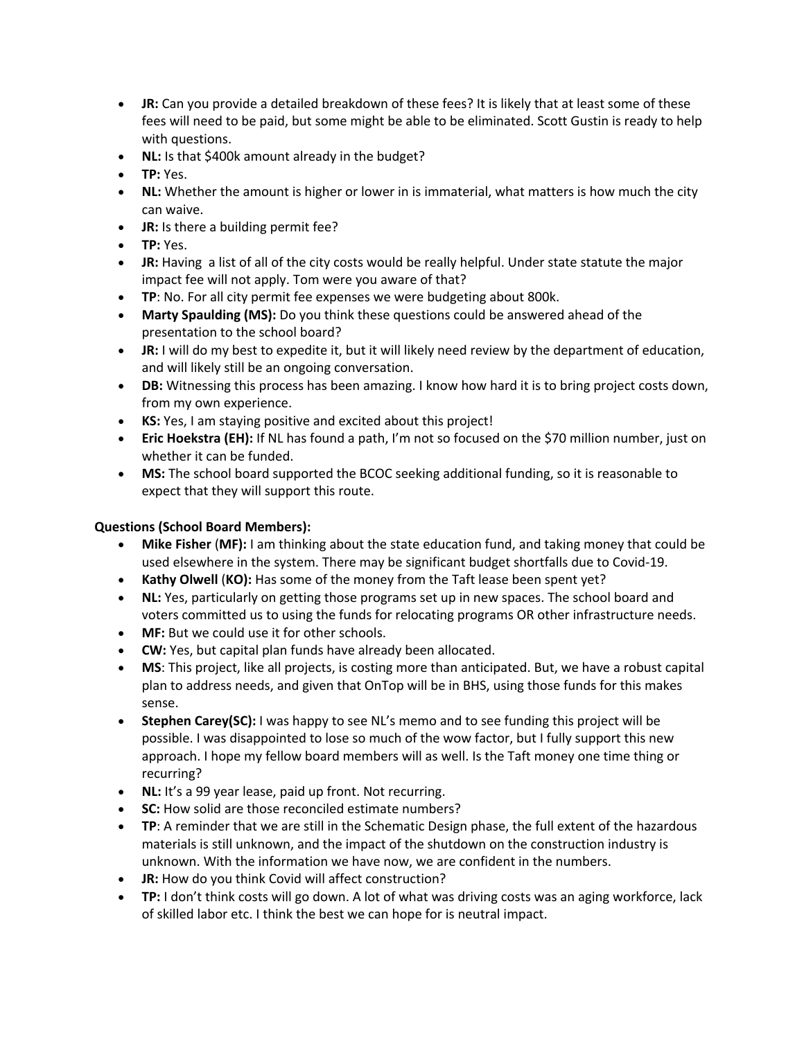- **JR:** Can you provide a detailed breakdown of these fees? It is likely that at least some of these fees will need to be paid, but some might be able to be eliminated. Scott Gustin is ready to help with questions.
- **NL:** Is that $400k amount already in the budget?
- **TP:** Yes.
- **NL:** Whether the amount is higher or lower in is immaterial, what matters is how much the city can waive.
- **JR:** Is there a building permit fee?
- **TP:** Yes.
- **JR:** Having  a list of all of the city costs would be really helpful. Under state statute the major impact fee will not apply. Tom were you aware of that?
- **TP**: No. For all city permit fee expenses we were budgeting about 800k.
- **Marty Spaulding (MS):** Do you think these questions could be answered ahead of the presentation to the school board?
- **JR:** I will do my best to expedite it, but it will likely need review by the department of education, and will likely still be an ongoing conversation.
- **DB:** Witnessing this process has been amazing. I know how hard it is to bring project costs down, from my own experience.
- **KS:** Yes, I am staying positive and excited about this project!
- **Eric Hoekstra (EH):** If NL has found a path, I'm not so focused on the $70 million number, just on whether it can be funded.
- **MS:** The school board supported the BCOC seeking additional funding, so it is reasonable to expect that they will support this route.

**Questions (School Board Members):**

- **Mike Fisher** (**MF):** I am thinking about the state education fund, and taking money that could be used elsewhere in the system. There may be significant budget shortfalls due to Covid-19.
- **Kathy Olwell** (**KO):** Has some of the money from the Taft lease been spent yet?
- **NL:** Yes, particularly on getting those programs set up in new spaces. The school board and voters committed us to using the funds for relocating programs OR other infrastructure needs.
- **MF:** But we could use it for other schools.
- **CW:** Yes, but capital plan funds have already been allocated.
- **MS**: This project, like all projects, is costing more than anticipated. But, we have a robust capital plan to address needs, and given that OnTop will be in BHS, using those funds for this makes sense.
- **Stephen Carey(SC):** I was happy to see NL's memo and to see funding this project will be possible. I was disappointed to lose so much of the wow factor, but I fully support this new approach. I hope my fellow board members will as well. Is the Taft money one time thing or recurring?
- **NL:** It's a 99 year lease, paid up front. Not recurring.
- **SC:** How solid are those reconciled estimate numbers?
- **TP**: A reminder that we are still in the Schematic Design phase, the full extent of the hazardous materials is still unknown, and the impact of the shutdown on the construction industry is unknown. With the information we have now, we are confident in the numbers.
- **JR:** How do you think Covid will affect construction?
- **TP:** I don't think costs will go down. A lot of what was driving costs was an aging workforce, lack of skilled labor etc. I think the best we can hope for is neutral impact.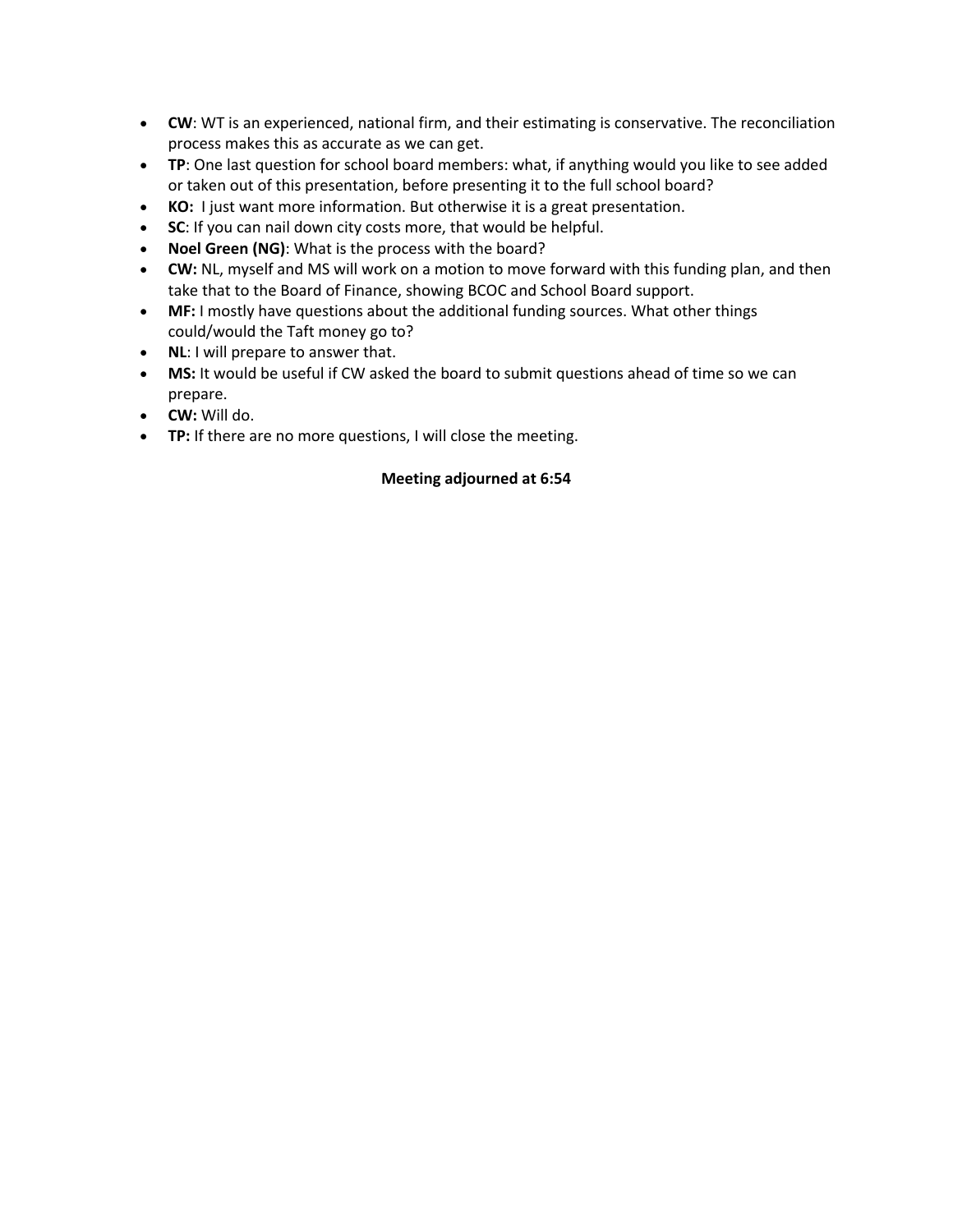- **CW**: WT is an experienced, national firm, and their estimating is conservative. The reconciliation process makes this as accurate as we can get.
- **TP**: One last question for school board members: what, if anything would you like to see added or taken out of this presentation, before presenting it to the full school board?
- **KO:** I just want more information. But otherwise it is a great presentation.
- **SC**: If you can nail down city costs more, that would be helpful.
- **Noel Green (NG)**: What is the process with the board?
- **CW:** NL, myself and MS will work on a motion to move forward with this funding plan, and then take that to the Board of Finance, showing BCOC and School Board support.
- **MF:** I mostly have questions about the additional funding sources. What other things could/would the Taft money go to?
- **NL**: I will prepare to answer that.
- **MS:** It would be useful if CW asked the board to submit questions ahead of time so we can prepare.
- **CW:** Will do.
- **TP:** If there are no more questions, I will close the meeting.

**Meeting adjourned at 6:54**